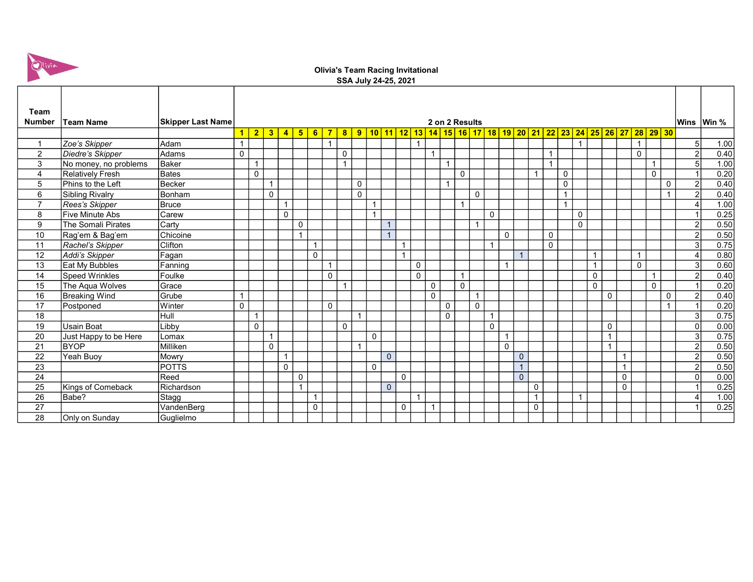**Olivia's Team Racing Invitational**
**SSA July 24-25, 2021**

| Team Number | Team Name | Skipper Last Name | 2 on 2 Results | | | | | | | | | | | | | | | | | | | | | | | | | | | | | | Wins | Win % |
|---|---|---|---|---|---|---|---|---|---|---|---|---|---|---|---|---|---|---|---|---|---|---|---|---|---|---|---|---|---|---|---|---|---|
| | | | 1 | 2 | 3 | 4 | 5 | 6 | 7 | 8 | 9 | 10 | 11 | 12 | 13 | 14 | 15 | 16 | 17 | 18 | 19 | 20 | 21 | 22 | 23 | 24 | 25 | 26 | 27 | 28 | 29 | 30 | | |
| 1 | *Zoe's Skipper* | Adam | 1 | | | | | | 1 | | | | | | 1 | | | | | | | | | | | 1 | | | | 1 | | | 5 | 1.00 |
| 2 | *Diedre's Skipper* | Adams | 0 | | | | | | | 0 | | | | | | 1 | | | | | | | | 1 | | | | | | 0 | | | 2 | 0.40 |
| 3 | No money, no problems | Baker | | 1 | | | | | | 1 | | | | | | | 1 | | | | | | | 1 | | | | | | | 1 | | 5 | 1.00 |
| 4 | Relatively Fresh | Bates | | 0 | | | | | | | | | | | | | | 0 | | | | | 1 | | 0 | | | | | | 0 | | 1 | 0.20 |
| 5 | Phins to the Left | Becker | | | 1 | | | | | | 0 | | | | | | 1 | | | | | | | | 0 | | | | | | | 0 | 2 | 0.40 |
| 6 | Sibling Rivalry | Bonham | | | 0 | | | | | | 0 | | | | | | | | 0 | | | | | | 1 | | | | | | | 1 | 2 | 0.40 |
| 7 | *Rees's Skipper* | Bruce | | | | 1 | | | | | | 1 | | | | | | 1 | | | | | | | 1 | | | | | | | | 4 | 1.00 |
| 8 | Five Minute Abs | Carew | | | | 0 | | | | | | 1 | | | | | | | | 0 | | | | | | 0 | | | | | | | 1 | 0.25 |
| 9 | The Somali Pirates | Carty | | | | | 0 | | | | | | 1 | | | | | | 1 | | | | | | | 0 | | | | | | | 2 | 0.50 |
| 10 | Rag'em & Bag'em | Chicoine | | | | | 1 | | | | | | 1 | | | | | | | | 0 | | | 0 | | | | | | | | | 2 | 0.50 |
| 11 | *Rachel's Skipper* | Clifton | | | | | | 1 | | | | | | 1 | | | | | | 1 | | | | 0 | | | | | | | | | 3 | 0.75 |
| 12 | *Addi's Skipper* | Fagan | | | | | | 0 | | | | | | 1 | | | | | | | | 1 | | | | | 1 | | | 1 | | | 4 | 0.80 |
| 13 | Eat My Bubbles | Fanning | | | | | | | 1 | | | | | | 0 | | | | | | 1 | | | | | | 1 | | | 0 | | | 3 | 0.60 |
| 14 | Speed Wrinkles | Foulke | | | | | | | 0 | | | | | | 0 | | | 1 | | | | | | | | | 0 | | | | 1 | | 2 | 0.40 |
| 15 | The Aqua Wolves | Grace | | | | | | | | 1 | | | | | | 0 | | 0 | | | | | | | | | 0 | | | | 0 | | 1 | 0.20 |
| 16 | Breaking Wind | Grube | 1 | | | | | | | | | | | | | 0 | | | 1 | | | | | | | | | 0 | | | | 0 | 2 | 0.40 |
| 17 | Postponed | Winter | 0 | | | | | | 0 | | | | | | | | 0 | | 0 | | | | | | | | | | | | | 1 | 1 | 0.20 |
| 18 | | Hull | | 1 | | | | | | | 1 | | | | | | 0 | | | 1 | | | | | | | | | | | | | 3 | 0.75 |
| 19 | Usain Boat | Libby | | 0 | | | | | | 0 | | | | | | | | | | 0 | | | | | | | | 0 | | | | | 0 | 0.00 |
| 20 | Just Happy to be Here | Lomax | | | 1 | | | | | | | 0 | | | | | | | | | 1 | | | | | | | 1 | | | | | 3 | 0.75 |
| 21 | BYOP | Milliken | | | 0 | | | | | | 1 | | | | | | | | | | 0 | | | | | | | 1 | | | | | 2 | 0.50 |
| 22 | Yeah Buoy | Mowry | | | | 1 | | | | | | | 0 | | | | | | | | | 0 | | | | | | | 1 | | | | 2 | 0.50 |
| 23 | | POTTS | | | | 0 | | | | | | 0 | | | | | | | | | | 1 | | | | | | | 1 | | | | 2 | 0.50 |
| 24 | | Reed | | | | | 0 | | | | | | | 0 | | | | | | | | 0 | | | | | | | 0 | | | | 0 | 0.00 |
| 25 | Kings of Comeback | Richardson | | | | | 1 | | | | | | 0 | | | | | | | | | | 0 | | | | | | 0 | | | | 1 | 0.25 |
| 26 | Babe? | Stagg | | | | | | 1 | | | | | | | 1 | | | | | | | | 1 | | | 1 | | | | | | | 4 | 1.00 |
| 27 | | VandenBerg | | | | | | 0 | | | | | | 0 | | 1 | | | | | | | 0 | | | | | | | | | | 1 | 0.25 |
| 28 | Only on Sunday | Guglielmo | | | | | | | | | | | | | | | | | | | | | | | | | | | | | | | | |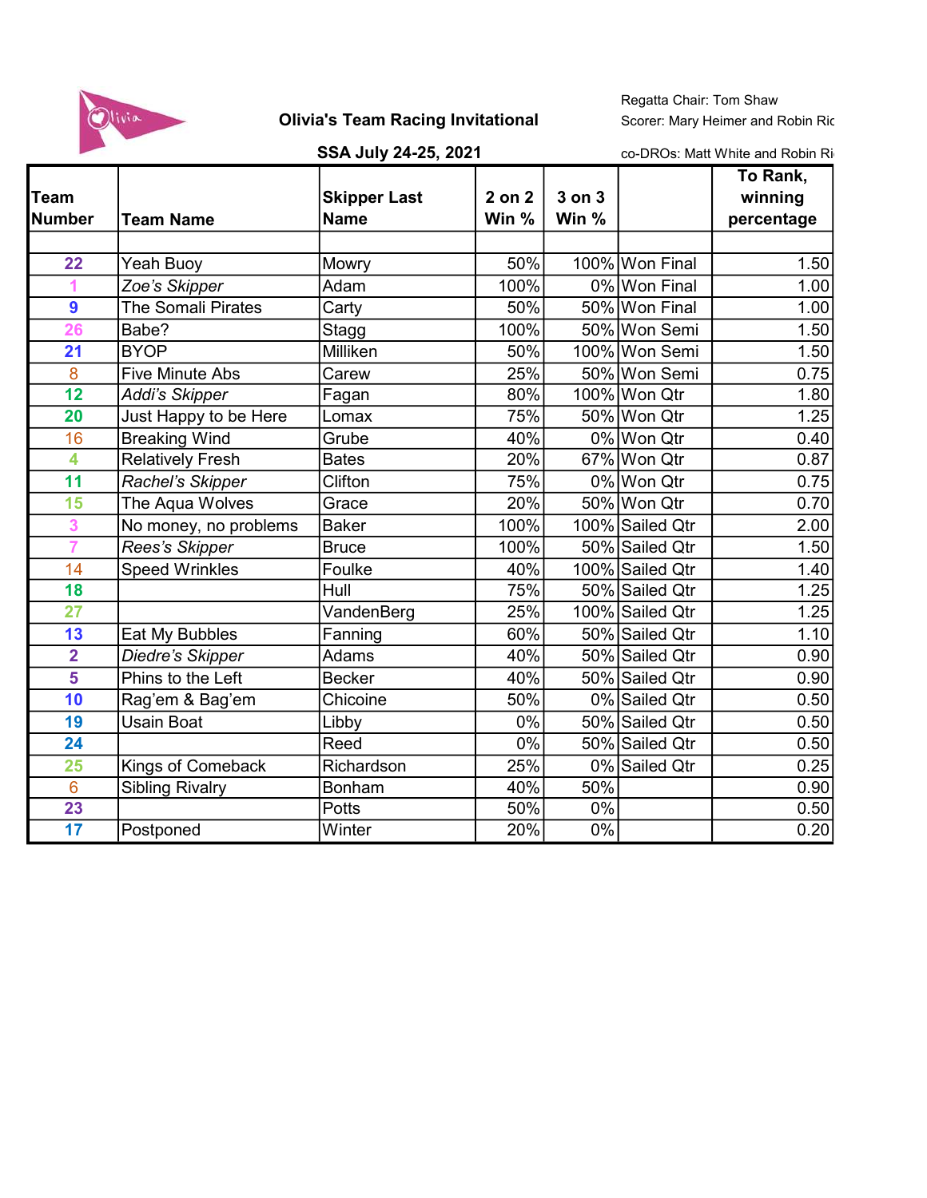**Olivia's Team Racing Invitational**

**SSA July 24-25, 2021**

Regatta Chair: Tom Shaw
Scorer: Mary Heimer and Robin Ric
co-DROs: Matt White and Robin Ri

| Team Number | Team Name | Skipper Last Name | 2 on 2 Win % | 3 on 3 Win % | | To Rank, winning percentage |
|---|---|---|---|---|---|---|
| | | | | | | |
| 22 | Yeah Buoy | Mowry | 50% | 100% | Won Final | 1.50 |
| 1 | *Zoe's Skipper* | Adam | 100% | 0% | Won Final | 1.00 |
| 9 | The Somali Pirates | Carty | 50% | 50% | Won Final | 1.00 |
| 26 | Babe? | Stagg | 100% | 50% | Won Semi | 1.50 |
| 21 | BYOP | Milliken | 50% | 100% | Won Semi | 1.50 |
| 8 | Five Minute Abs | Carew | 25% | 50% | Won Semi | 0.75 |
| 12 | *Addi's Skipper* | Fagan | 80% | 100% | Won Qtr | 1.80 |
| 20 | Just Happy to be Here | Lomax | 75% | 50% | Won Qtr | 1.25 |
| 16 | Breaking Wind | Grube | 40% | 0% | Won Qtr | 0.40 |
| 4 | Relatively Fresh | Bates | 20% | 67% | Won Qtr | 0.87 |
| 11 | *Rachel's Skipper* | Clifton | 75% | 0% | Won Qtr | 0.75 |
| 15 | The Aqua Wolves | Grace | 20% | 50% | Won Qtr | 0.70 |
| 3 | No money, no problems | Baker | 100% | 100% | Sailed Qtr | 2.00 |
| 7 | *Rees's Skipper* | Bruce | 100% | 50% | Sailed Qtr | 1.50 |
| 14 | Speed Wrinkles | Foulke | 40% | 100% | Sailed Qtr | 1.40 |
| 18 | | Hull | 75% | 50% | Sailed Qtr | 1.25 |
| 27 | | VandenBerg | 25% | 100% | Sailed Qtr | 1.25 |
| 13 | Eat My Bubbles | Fanning | 60% | 50% | Sailed Qtr | 1.10 |
| 2 | *Diedre's Skipper* | Adams | 40% | 50% | Sailed Qtr | 0.90 |
| 5 | Phins to the Left | Becker | 40% | 50% | Sailed Qtr | 0.90 |
| 10 | Rag'em & Bag'em | Chicoine | 50% | 0% | Sailed Qtr | 0.50 |
| 19 | Usain Boat | Libby | 0% | 50% | Sailed Qtr | 0.50 |
| 24 | | Reed | 0% | 50% | Sailed Qtr | 0.50 |
| 25 | Kings of Comeback | Richardson | 25% | 0% | Sailed Qtr | 0.25 |
| 6 | Sibling Rivalry | Bonham | 40% | 50% | | 0.90 |
| 23 | | Potts | 50% | 0% | | 0.50 |
| 17 | Postponed | Winter | 20% | 0% | | 0.20 |